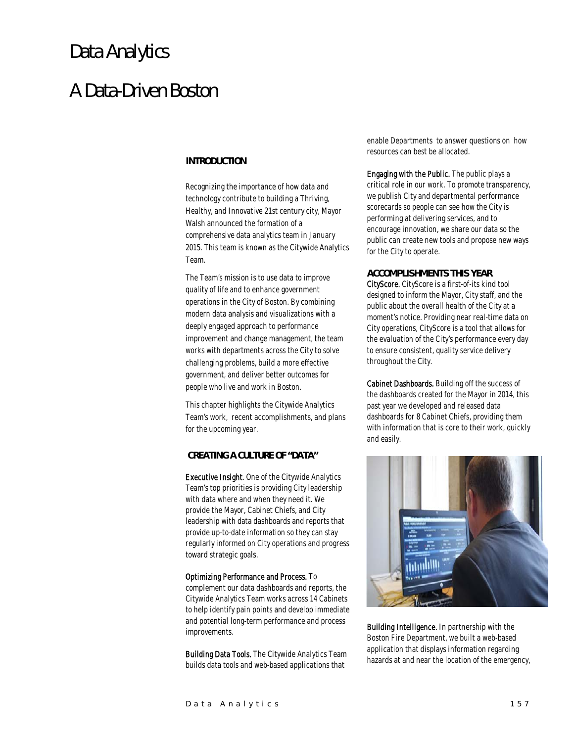# Data Analytics

# A Data-Driven Boston

## INTRODUCTION

Recognizing the importance of how data and technology contribute to building a Thriving, Healthy, and Innovative 21st century city, Mayor Walsh announced the formation of a comprehensive data analytics team in January 2015. This team is known as the Citywide Analytics Team.

The Team's mission is to use data to improve quality of life and to enhance government operations in the City of Boston. By combining modern data analysis and visualizations with a deeply engaged approach to performance improvement and change management, the team works with departments across the City to solve challenging problems, build a more effective government, and deliver better outcomes for people who live and work in Boston.

This chapter highlights the Citywide Analytics Team's work, recent accomplishments, and plans for the upcoming year.

## CREATING A CULTURE OF "DATA"

Executive Insight. One of the Citywide Analytics Team's top priorities is providing City leadership with data where and when they need it. We provide the Mayor, Cabinet Chiefs, and City leadership with data dashboards and reports that provide up-to-date information so they can stay regularly informed on City operations and progress toward strategic goals.

Optimizing Performance and Process. To complement our data dashboards and reports, the Citywide Analytics Team works across 14 Cabinets to help identify pain points and develop immediate and potential long-term performance and process improvements.

Building Data Tools. The Citywide Analytics Team builds data tools and web-based applications that enable Departments to answer questions on how resources can best be allocated.

Engaging with the Public. The public plays a critical role in our work. To promote transparency, we publish City and departmental performance scorecards so people can see how the City is performing at delivering services, and to encourage innovation, we share our data so the public can create new tools and propose new ways for the City to operate.

## ACCOMPLISHMENTS THIS YEAR

CityScore. CityScore is a first-of-its kind tool designed to inform the Mayor, City staff, and the public about the overall health of the City at a moment's notice. Providing near real-time data on City operations, CityScore is a tool that allows for the evaluation of the City's performance every day to ensure consistent, quality service delivery throughout the City.

Cabinet Dashboards. Building off the success of the dashboards created for the Mayor in 2014, this past year we developed and released data dashboards for 8 Cabinet Chiefs, providing them with information that is core to their work, quickly and easily.

Building Intelligence. In partnership with the Boston Fire Department, we built a web-based application that displays information regarding hazards at and near the location of the emergency,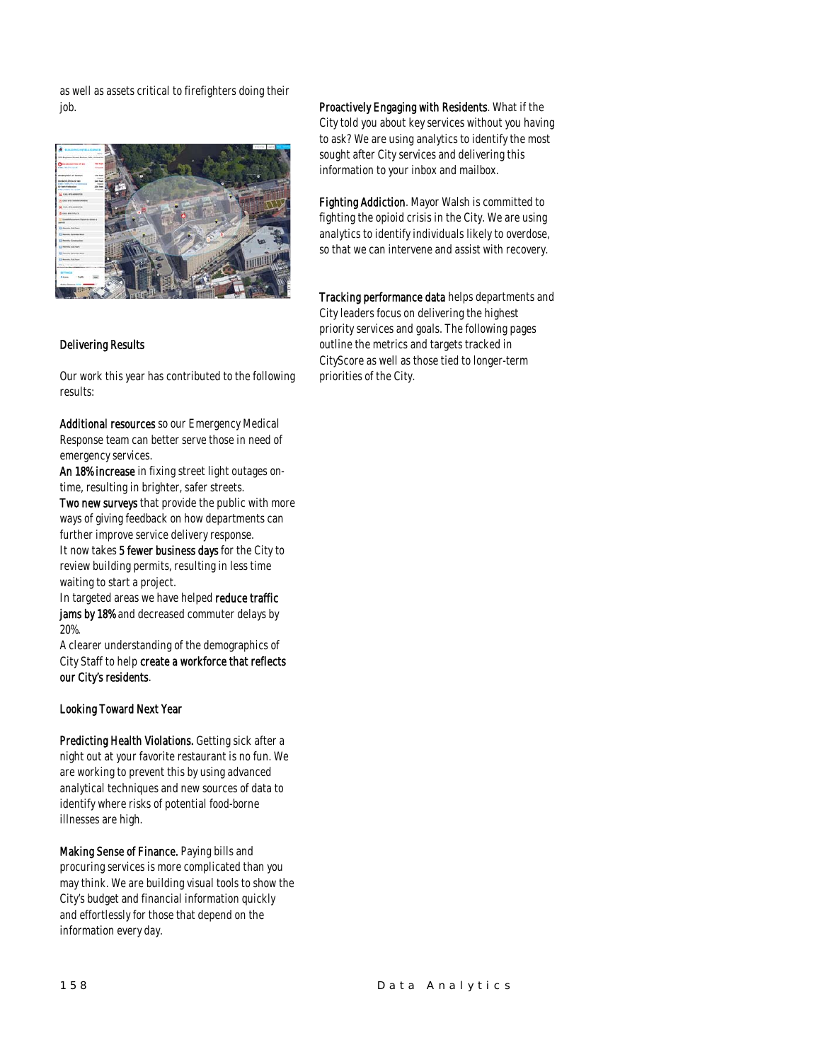as well as assets critical to firefighters doing their job.

### Delivering Results

Our work this year has contributed to the following results:

**Additional resources** so our Emergency Medical Response team can better serve those in need of emergency services.

**An 18% increase** in fixing street light outages on-time, resulting in brighter, safer streets.

**Two new surveys** that provide the public with more ways of giving feedback on how departments can further improve service delivery response.

It now takes **5 fewer business days** for the City to review building permits, resulting in less time waiting to start a project.

In targeted areas we have helped **reduce traffic jams by 18%** and decreased commuter delays by 20%.

A clearer understanding of the demographics of City Staff to help **create a workforce that reflects our City's residents**.

### Looking Toward Next Year

**Predicting Health Violations.** Getting sick after a night out at your favorite restaurant is no fun. We are working to prevent this by using advanced analytical techniques and new sources of data to identify where risks of potential food-borne illnesses are high.

**Making Sense of Finance.** Paying bills and procuring services is more complicated than you may think. We are building visual tools to show the City's budget and financial information quickly and effortlessly for those that depend on the information every day.

**Proactively Engaging with Residents**. What if the City told you about key services without you having to ask? We are using analytics to identify the most sought after City services and delivering this information to your inbox and mailbox.

**Fighting Addiction**. Mayor Walsh is committed to fighting the opioid crisis in the City. We are using analytics to identify individuals likely to overdose, so that we can intervene and assist with recovery.

**Tracking performance data** helps departments and City leaders focus on delivering the highest priority services and goals. The following pages outline the metrics and targets tracked in CityScore as well as those tied to longer-term priorities of the City.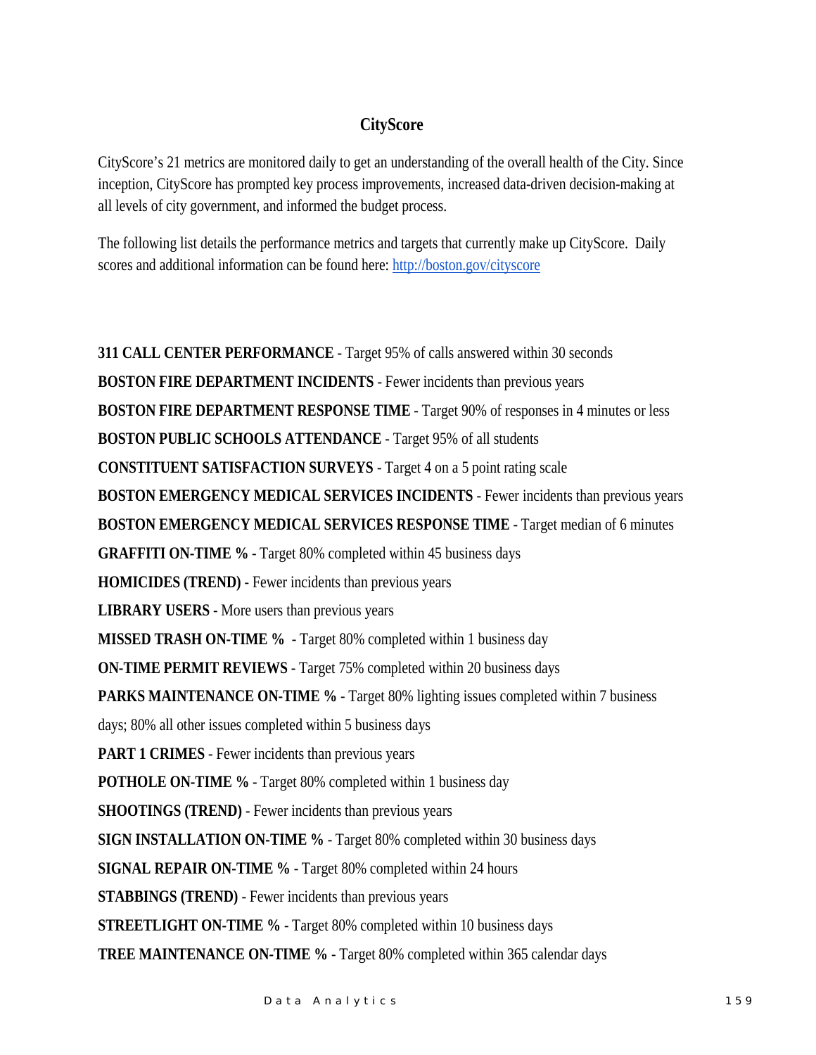## CityScore

CityScore's 21 metrics are monitored daily to get an understanding of the overall health of the City. Since inception, CityScore has prompted key process improvements, increased data-driven decision-making at all levels of city government, and informed the budget process.

The following list details the performance metrics and targets that currently make up CityScore. Daily scores and additional information can be found here: [http://boston.gov/cityscore](http://boston.gov/cityscore)

**311 CALL CENTER PERFORMANCE** - Target 95% of calls answered within 30 seconds

**BOSTON FIRE DEPARTMENT INCIDENTS** - Fewer incidents than previous years

**BOSTON FIRE DEPARTMENT RESPONSE TIME** - Target 90% of responses in 4 minutes or less

**BOSTON PUBLIC SCHOOLS ATTENDANCE** - Target 95% of all students

**CONSTITUENT SATISFACTION SURVEYS** - Target 4 on a 5 point rating scale

**BOSTON EMERGENCY MEDICAL SERVICES INCIDENTS** - Fewer incidents than previous years

**BOSTON EMERGENCY MEDICAL SERVICES RESPONSE TIME** - Target median of 6 minutes

**GRAFFITI ON-TIME %** - Target 80% completed within 45 business days

**HOMICIDES (TREND)** - Fewer incidents than previous years

**LIBRARY USERS** - More users than previous years

**MISSED TRASH ON-TIME %** - Target 80% completed within 1 business day

**ON-TIME PERMIT REVIEWS** - Target 75% completed within 20 business days

**PARKS MAINTENANCE ON-TIME %** - Target 80% lighting issues completed within 7 business days; 80% all other issues completed within 5 business days

**PART 1 CRIMES** - Fewer incidents than previous years

**POTHOLE ON-TIME %** - Target 80% completed within 1 business day

**SHOOTINGS (TREND)** - Fewer incidents than previous years

**SIGN INSTALLATION ON-TIME %** - Target 80% completed within 30 business days

**SIGNAL REPAIR ON-TIME %** - Target 80% completed within 24 hours

**STABBINGS (TREND)** - Fewer incidents than previous years

**STREETLIGHT ON-TIME %** - Target 80% completed within 10 business days

**TREE MAINTENANCE ON-TIME %** - Target 80% completed within 365 calendar days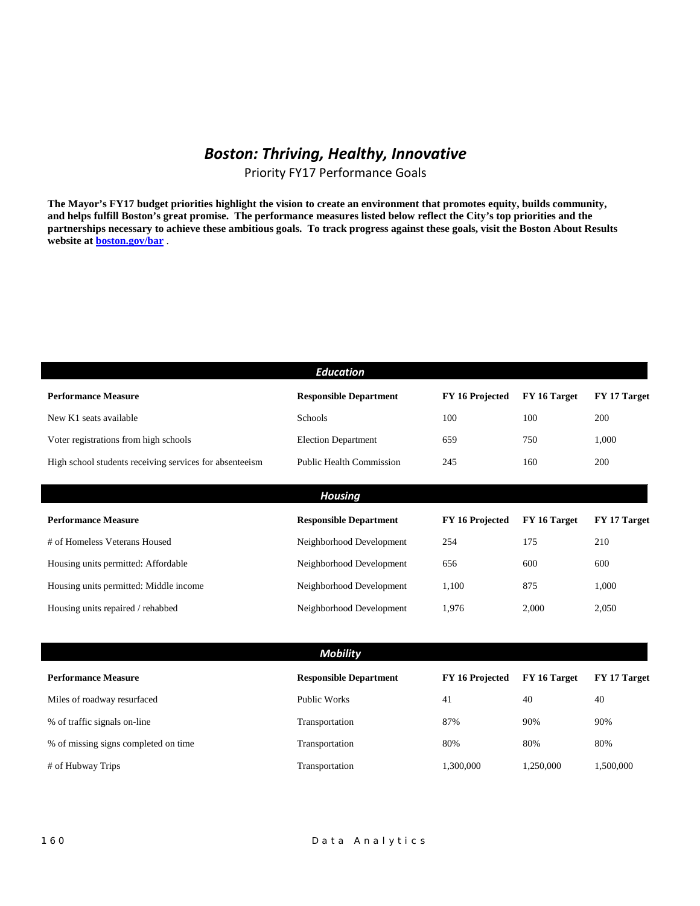# *Boston: Thriving, Healthy, Innovative*

Priority FY17 Performance Goals

**The Mayor's FY17 budget priorities highlight the vision to create an environment that promotes equity, builds community, and helps fulfill Boston's great promise. The performance measures listed below reflect the City's top priorities and the partnerships necessary to achieve these ambitious goals. To track progress against these goals, visit the Boston About Results website at [boston.gov/bar](boston.gov/bar) .**

### *Education*

| Performance Measure | Responsible Department | FY 16 Projected | FY 16 Target | FY 17 Target |
|---|---|---|---|---|
| New K1 seats available | Schools | 100 | 100 | 200 |
| Voter registrations from high schools | Election Department | 659 | 750 | 1,000 |
| High school students receiving services for absenteeism | Public Health Commission | 245 | 160 | 200 |

### *Housing*

| Performance Measure | Responsible Department | FY 16 Projected | FY 16 Target | FY 17 Target |
|---|---|---|---|---|
| # of Homeless Veterans Housed | Neighborhood Development | 254 | 175 | 210 |
| Housing units permitted: Affordable | Neighborhood Development | 656 | 600 | 600 |
| Housing units permitted: Middle income | Neighborhood Development | 1,100 | 875 | 1,000 |
| Housing units repaired / rehabbed | Neighborhood Development | 1,976 | 2,000 | 2,050 |

### *Mobility*

| Performance Measure | Responsible Department | FY 16 Projected | FY 16 Target | FY 17 Target |
|---|---|---|---|---|
| Miles of roadway resurfaced | Public Works | 41 | 40 | 40 |
| % of traffic signals on-line | Transportation | 87% | 90% | 90% |
| % of missing signs completed on time | Transportation | 80% | 80% | 80% |
| # of Hubway Trips | Transportation | 1,300,000 | 1,250,000 | 1,500,000 |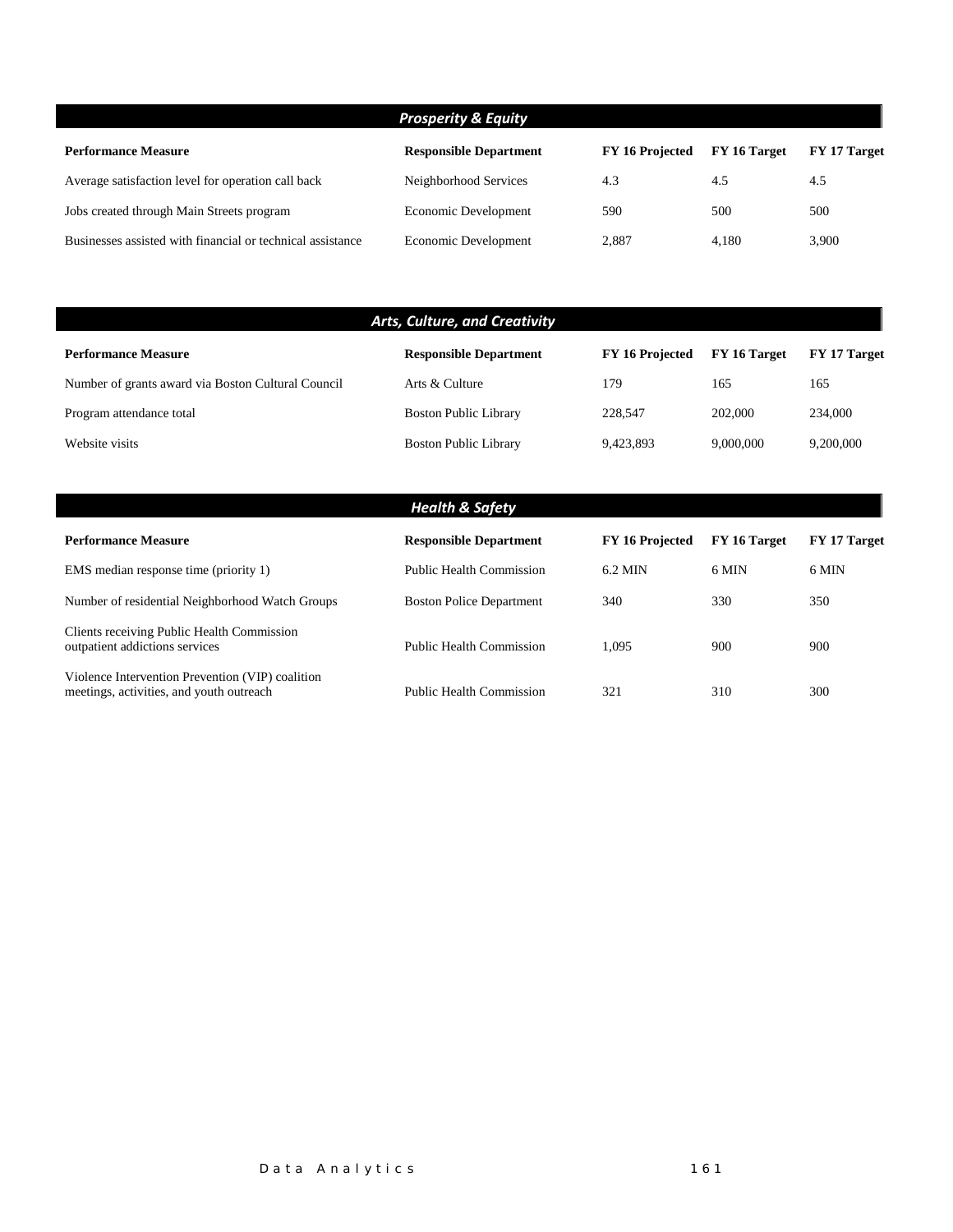## *Prosperity & Equity*

| Performance Measure | Responsible Department | FY 16 Projected | FY 16 Target | FY 17 Target |
|---|---|---|---|---|
| Average satisfaction level for operation call back | Neighborhood Services | 4.3 | 4.5 | 4.5 |
| Jobs created through Main Streets program | Economic Development | 590 | 500 | 500 |
| Businesses assisted with financial or technical assistance | Economic Development | 2,887 | 4,180 | 3,900 |

## *Arts, Culture, and Creativity*

| Performance Measure | Responsible Department | FY 16 Projected | FY 16 Target | FY 17 Target |
|---|---|---|---|---|
| Number of grants award via Boston Cultural Council | Arts & Culture | 179 | 165 | 165 |
| Program attendance total | Boston Public Library | 228,547 | 202,000 | 234,000 |
| Website visits | Boston Public Library | 9,423,893 | 9,000,000 | 9,200,000 |

## *Health & Safety*

| Performance Measure | Responsible Department | FY 16 Projected | FY 16 Target | FY 17 Target |
|---|---|---|---|---|
| EMS median response time (priority 1) | Public Health Commission | 6.2 MIN | 6 MIN | 6 MIN |
| Number of residential Neighborhood Watch Groups | Boston Police Department | 340 | 330 | 350 |
| Clients receiving Public Health Commission outpatient addictions services | Public Health Commission | 1,095 | 900 | 900 |
| Violence Intervention Prevention (VIP) coalition meetings, activities, and youth outreach | Public Health Commission | 321 | 310 | 300 |